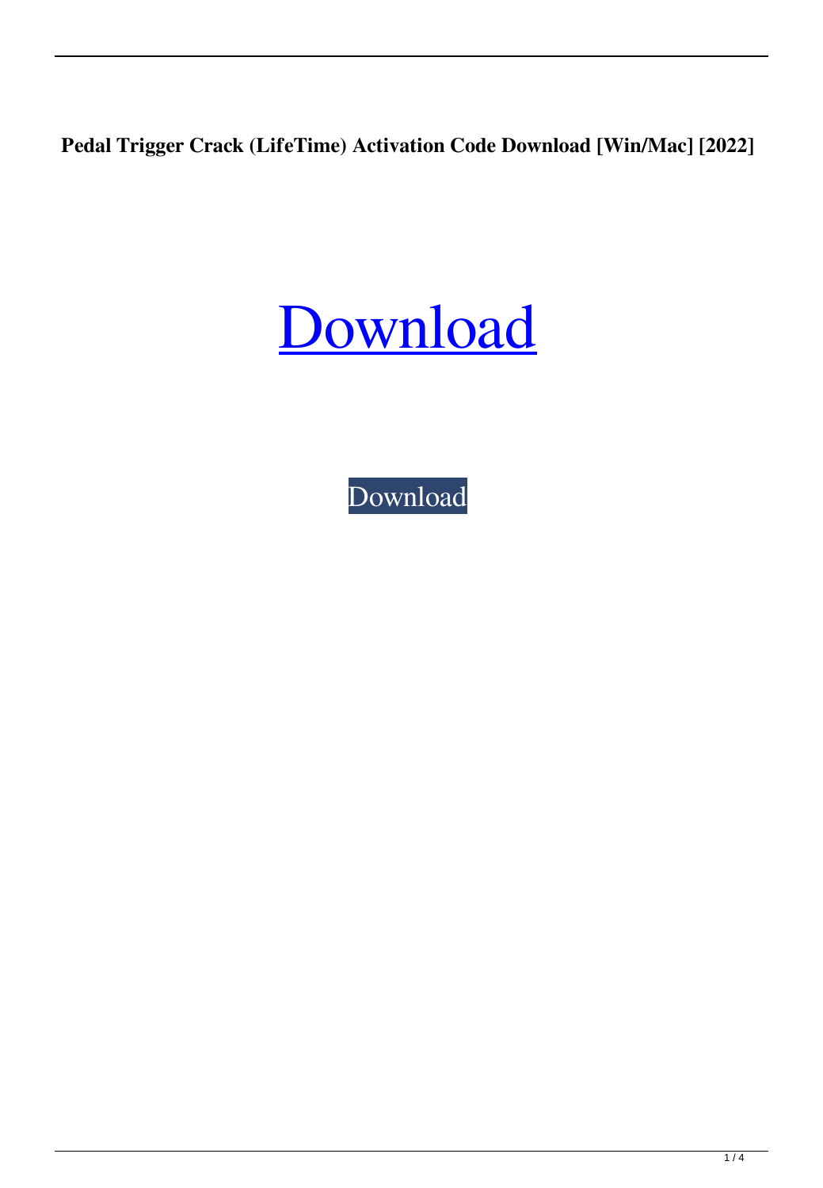**Pedal Trigger Crack (LifeTime) Activation Code Download [Win/Mac] [2022]**

# Download

Download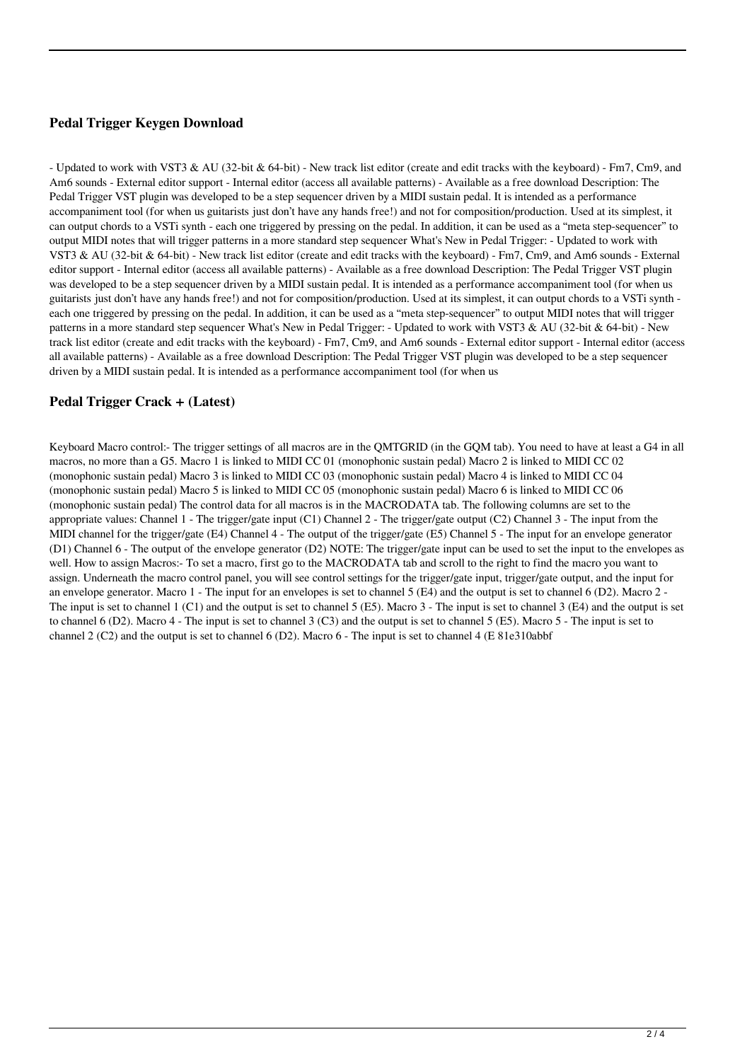### Pedal Trigger Keygen Download

- Updated to work with VST3 & AU (32-bit & 64-bit) - New track list editor (create and edit tracks with the keyboard) - Fm7, Cm9, and Am6 sounds - External editor support - Internal editor (access all available patterns) - Available as a free download Description: The Pedal Trigger VST plugin was developed to be a step sequencer driven by a MIDI sustain pedal. It is intended as a performance accompaniment tool (for when us guitarists just don't have any hands free!) and not for composition/production. Used at its simplest, it can output chords to a VSTi synth - each one triggered by pressing on the pedal. In addition, it can be used as a "meta step-sequencer" to output MIDI notes that will trigger patterns in a more standard step sequencer What's New in Pedal Trigger: - Updated to work with VST3 & AU (32-bit & 64-bit) - New track list editor (create and edit tracks with the keyboard) - Fm7, Cm9, and Am6 sounds - External editor support - Internal editor (access all available patterns) - Available as a free download Description: The Pedal Trigger VST plugin was developed to be a step sequencer driven by a MIDI sustain pedal. It is intended as a performance accompaniment tool (for when us guitarists just don't have any hands free!) and not for composition/production. Used at its simplest, it can output chords to a VSTi synth - each one triggered by pressing on the pedal. In addition, it can be used as a "meta step-sequencer" to output MIDI notes that will trigger patterns in a more standard step sequencer What's New in Pedal Trigger: - Updated to work with VST3 & AU (32-bit & 64-bit) - New track list editor (create and edit tracks with the keyboard) - Fm7, Cm9, and Am6 sounds - External editor support - Internal editor (access all available patterns) - Available as a free download Description: The Pedal Trigger VST plugin was developed to be a step sequencer driven by a MIDI sustain pedal. It is intended as a performance accompaniment tool (for when us

### Pedal Trigger Crack + (Latest)

Keyboard Macro control:- The trigger settings of all macros are in the QMTGRID (in the GQM tab). You need to have at least a G4 in all macros, no more than a G5. Macro 1 is linked to MIDI CC 01 (monophonic sustain pedal) Macro 2 is linked to MIDI CC 02 (monophonic sustain pedal) Macro 3 is linked to MIDI CC 03 (monophonic sustain pedal) Macro 4 is linked to MIDI CC 04 (monophonic sustain pedal) Macro 5 is linked to MIDI CC 05 (monophonic sustain pedal) Macro 6 is linked to MIDI CC 06 (monophonic sustain pedal) The control data for all macros is in the MACRODATA tab. The following columns are set to the appropriate values: Channel 1 - The trigger/gate input (C1) Channel 2 - The trigger/gate output (C2) Channel 3 - The input from the MIDI channel for the trigger/gate (E4) Channel 4 - The output of the trigger/gate (E5) Channel 5 - The input for an envelope generator (D1) Channel 6 - The output of the envelope generator (D2) NOTE: The trigger/gate input can be used to set the input to the envelopes as well. How to assign Macros:- To set a macro, first go to the MACRODATA tab and scroll to the right to find the macro you want to assign. Underneath the macro control panel, you will see control settings for the trigger/gate input, trigger/gate output, and the input for an envelope generator. Macro 1 - The input for an envelopes is set to channel 5 (E4) and the output is set to channel 6 (D2). Macro 2 - The input is set to channel 1 (C1) and the output is set to channel 5 (E5). Macro 3 - The input is set to channel 3 (E4) and the output is set to channel 6 (D2). Macro 4 - The input is set to channel 3 (C3) and the output is set to channel 5 (E5). Macro 5 - The input is set to channel 2 (C2) and the output is set to channel 6 (D2). Macro 6 - The input is set to channel 4 (E 81e310abbf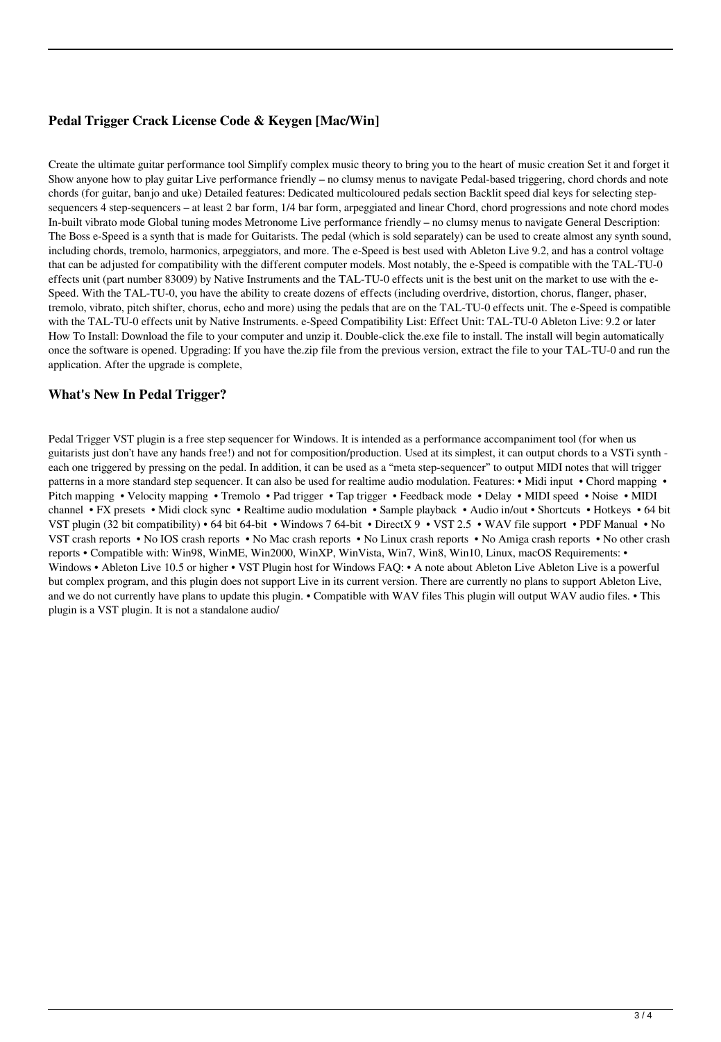### Pedal Trigger Crack License Code & Keygen [Mac/Win]

Create the ultimate guitar performance tool Simplify complex music theory to bring you to the heart of music creation Set it and forget it Show anyone how to play guitar Live performance friendly – no clumsy menus to navigate Pedal-based triggering, chord chords and note chords (for guitar, banjo and uke) Detailed features: Dedicated multicoloured pedals section Backlit speed dial keys for selecting step-sequencers 4 step-sequencers – at least 2 bar form, 1/4 bar form, arpeggiated and linear Chord, chord progressions and note chord modes In-built vibrato mode Global tuning modes Metronome Live performance friendly – no clumsy menus to navigate General Description: The Boss e-Speed is a synth that is made for Guitarists. The pedal (which is sold separately) can be used to create almost any synth sound, including chords, tremolo, harmonics, arpeggiators, and more. The e-Speed is best used with Ableton Live 9.2, and has a control voltage that can be adjusted for compatibility with the different computer models. Most notably, the e-Speed is compatible with the TAL-TU-0 effects unit (part number 83009) by Native Instruments and the TAL-TU-0 effects unit is the best unit on the market to use with the e-Speed. With the TAL-TU-0, you have the ability to create dozens of effects (including overdrive, distortion, chorus, flanger, phaser, tremolo, vibrato, pitch shifter, chorus, echo and more) using the pedals that are on the TAL-TU-0 effects unit. The e-Speed is compatible with the TAL-TU-0 effects unit by Native Instruments. e-Speed Compatibility List: Effect Unit: TAL-TU-0 Ableton Live: 9.2 or later How To Install: Download the file to your computer and unzip it. Double-click the.exe file to install. The install will begin automatically once the software is opened. Upgrading: If you have the.zip file from the previous version, extract the file to your TAL-TU-0 and run the application. After the upgrade is complete,

### What's New In Pedal Trigger?

Pedal Trigger VST plugin is a free step sequencer for Windows. It is intended as a performance accompaniment tool (for when us guitarists just don't have any hands free!) and not for composition/production. Used at its simplest, it can output chords to a VSTi synth - each one triggered by pressing on the pedal. In addition, it can be used as a "meta step-sequencer" to output MIDI notes that will trigger patterns in a more standard step sequencer. It can also be used for realtime audio modulation. Features: • Midi input • Chord mapping • Pitch mapping • Velocity mapping • Tremolo • Pad trigger • Tap trigger • Feedback mode • Delay • MIDI speed • Noise • MIDI channel • FX presets • Midi clock sync • Realtime audio modulation • Sample playback • Audio in/out • Shortcuts • Hotkeys • 64 bit VST plugin (32 bit compatibility) • 64 bit 64-bit • Windows 7 64-bit • DirectX 9 • VST 2.5 • WAV file support • PDF Manual • No VST crash reports • No IOS crash reports • No Mac crash reports • No Linux crash reports • No Amiga crash reports • No other crash reports • Compatible with: Win98, WinME, Win2000, WinXP, WinVista, Win7, Win8, Win10, Linux, macOS Requirements: • Windows • Ableton Live 10.5 or higher • VST Plugin host for Windows FAQ: • A note about Ableton Live Ableton Live is a powerful but complex program, and this plugin does not support Live in its current version. There are currently no plans to support Ableton Live, and we do not currently have plans to update this plugin. • Compatible with WAV files This plugin will output WAV audio files. • This plugin is a VST plugin. It is not a standalone audio/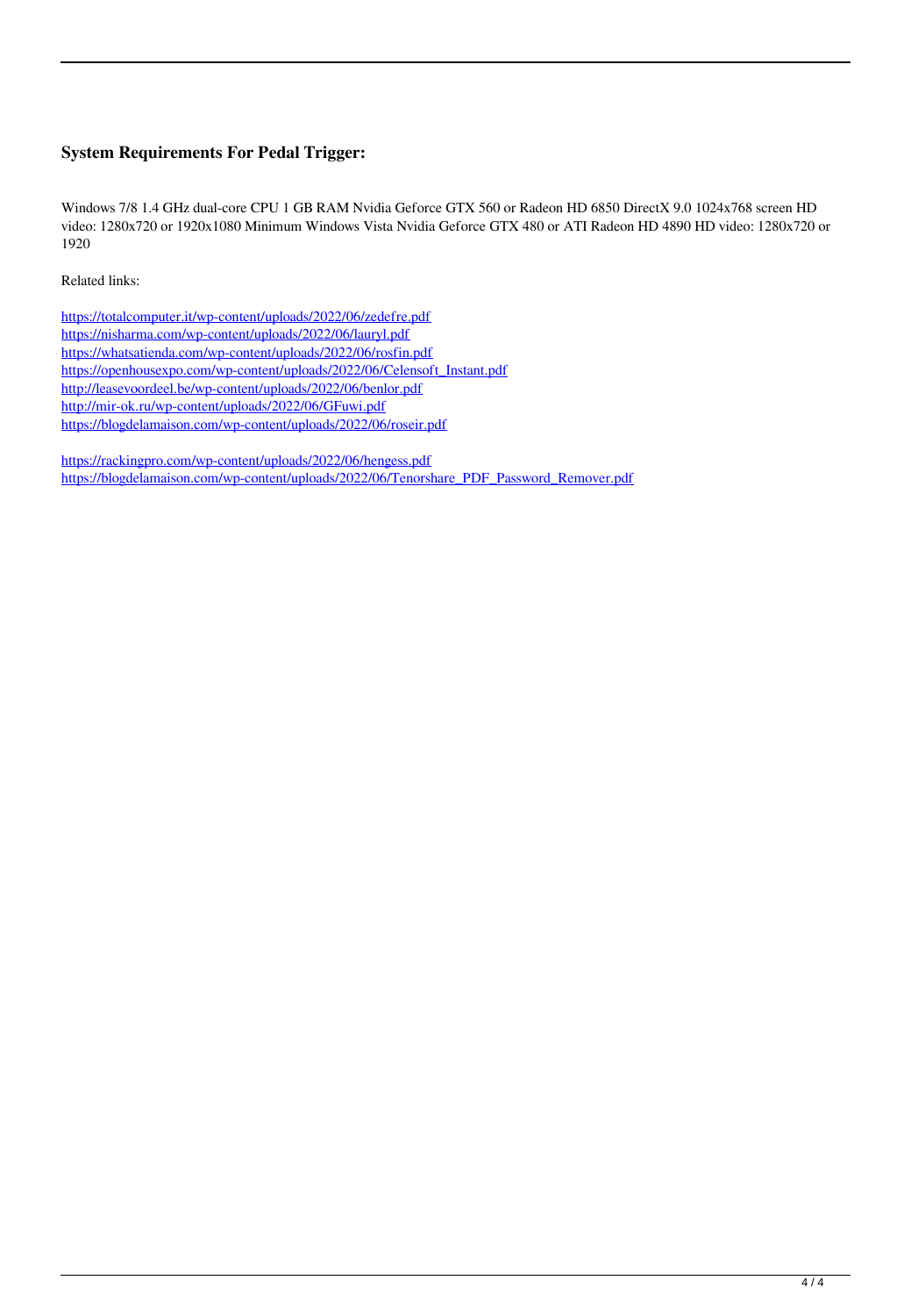### System Requirements For Pedal Trigger:

Windows 7/8 1.4 GHz dual-core CPU 1 GB RAM Nvidia Geforce GTX 560 or Radeon HD 6850 DirectX 9.0 1024x768 screen HD video: 1280x720 or 1920x1080 Minimum Windows Vista Nvidia Geforce GTX 480 or ATI Radeon HD 4890 HD video: 1280x720 or 1920

Related links:

https://totalcomputer.it/wp-content/uploads/2022/06/zedefre.pdf
https://nisharma.com/wp-content/uploads/2022/06/lauryl.pdf
https://whatsatienda.com/wp-content/uploads/2022/06/rosfin.pdf
https://openhousexpo.com/wp-content/uploads/2022/06/Celensoft_Instant.pdf
http://leasevoordeel.be/wp-content/uploads/2022/06/benlor.pdf
http://mir-ok.ru/wp-content/uploads/2022/06/GFuwi.pdf
https://blogdelamaison.com/wp-content/uploads/2022/06/roseir.pdf

https://rackingpro.com/wp-content/uploads/2022/06/hengess.pdf
https://blogdelamaison.com/wp-content/uploads/2022/06/Tenorshare_PDF_Password_Remover.pdf